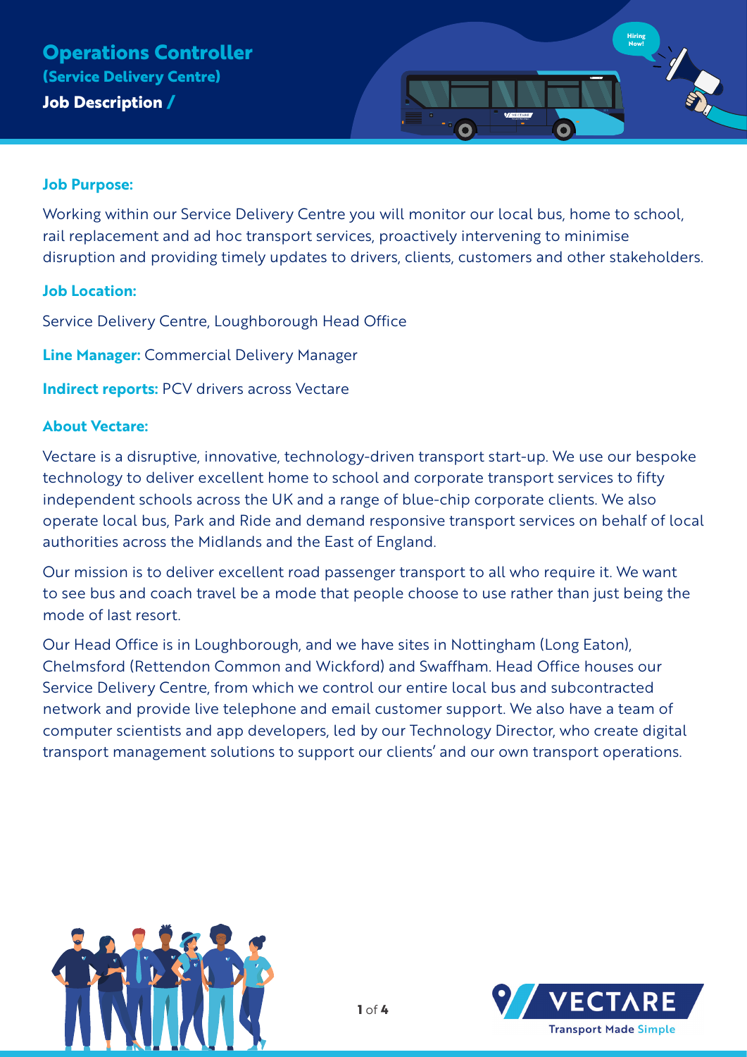# Operations Controller
## (Service Delivery Centre)
### Job Description /

**Job Purpose:**

Working within our Service Delivery Centre you will monitor our local bus, home to school, rail replacement and ad hoc transport services, proactively intervening to minimise disruption and providing timely updates to drivers, clients, customers and other stakeholders.

**Job Location:**

Service Delivery Centre, Loughborough Head Office

**Line Manager:** Commercial Delivery Manager

**Indirect reports:** PCV drivers across Vectare

**About Vectare:**

Vectare is a disruptive, innovative, technology-driven transport start-up. We use our bespoke technology to deliver excellent home to school and corporate transport services to fifty independent schools across the UK and a range of blue-chip corporate clients. We also operate local bus, Park and Ride and demand responsive transport services on behalf of local authorities across the Midlands and the East of England.

Our mission is to deliver excellent road passenger transport to all who require it. We want to see bus and coach travel be a mode that people choose to use rather than just being the mode of last resort.

Our Head Office is in Loughborough, and we have sites in Nottingham (Long Eaton), Chelmsford (Rettendon Common and Wickford) and Swaffham. Head Office houses our Service Delivery Centre, from which we control our entire local bus and subcontracted network and provide live telephone and email customer support. We also have a team of computer scientists and app developers, led by our Technology Director, who create digital transport management solutions to support our clients' and our own transport operations.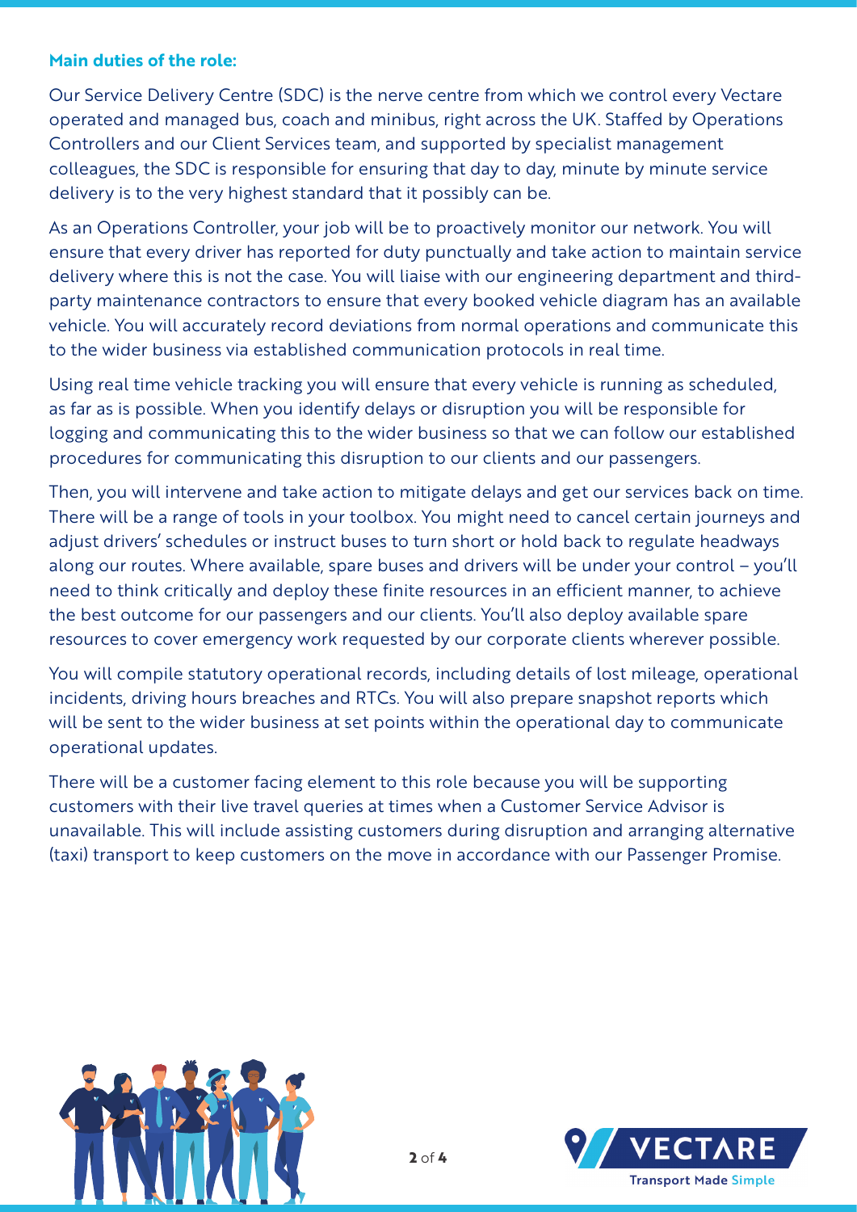**Main duties of the role:**

Our Service Delivery Centre (SDC) is the nerve centre from which we control every Vectare operated and managed bus, coach and minibus, right across the UK. Staffed by Operations Controllers and our Client Services team, and supported by specialist management colleagues, the SDC is responsible for ensuring that day to day, minute by minute service delivery is to the very highest standard that it possibly can be.

As an Operations Controller, your job will be to proactively monitor our network. You will ensure that every driver has reported for duty punctually and take action to maintain service delivery where this is not the case. You will liaise with our engineering department and third-party maintenance contractors to ensure that every booked vehicle diagram has an available vehicle. You will accurately record deviations from normal operations and communicate this to the wider business via established communication protocols in real time.

Using real time vehicle tracking you will ensure that every vehicle is running as scheduled, as far as is possible. When you identify delays or disruption you will be responsible for logging and communicating this to the wider business so that we can follow our established procedures for communicating this disruption to our clients and our passengers.

Then, you will intervene and take action to mitigate delays and get our services back on time. There will be a range of tools in your toolbox. You might need to cancel certain journeys and adjust drivers' schedules or instruct buses to turn short or hold back to regulate headways along our routes. Where available, spare buses and drivers will be under your control – you'll need to think critically and deploy these finite resources in an efficient manner, to achieve the best outcome for our passengers and our clients. You'll also deploy available spare resources to cover emergency work requested by our corporate clients wherever possible.

You will compile statutory operational records, including details of lost mileage, operational incidents, driving hours breaches and RTCs. You will also prepare snapshot reports which will be sent to the wider business at set points within the operational day to communicate operational updates.

There will be a customer facing element to this role because you will be supporting customers with their live travel queries at times when a Customer Service Advisor is unavailable. This will include assisting customers during disruption and arranging alternative (taxi) transport to keep customers on the move in accordance with our Passenger Promise.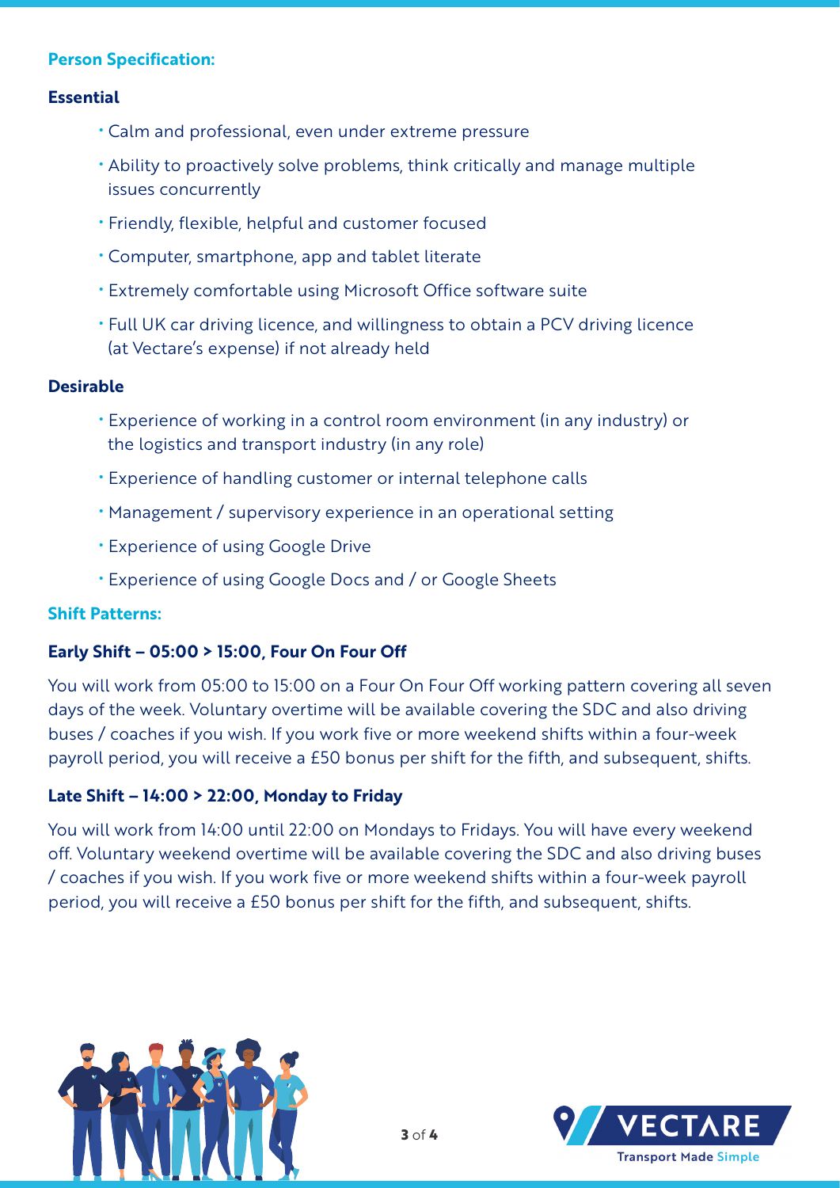## Person Specification:

### Essential

- Calm and professional, even under extreme pressure
- Ability to proactively solve problems, think critically and manage multiple issues concurrently
- Friendly, flexible, helpful and customer focused
- Computer, smartphone, app and tablet literate
- Extremely comfortable using Microsoft Office software suite
- Full UK car driving licence, and willingness to obtain a PCV driving licence (at Vectare's expense) if not already held

### Desirable

- Experience of working in a control room environment (in any industry) or the logistics and transport industry (in any role)
- Experience of handling customer or internal telephone calls
- Management / supervisory experience in an operational setting
- Experience of using Google Drive
- Experience of using Google Docs and / or Google Sheets

## Shift Patterns:

### Early Shift – 05:00 > 15:00, Four On Four Off

You will work from 05:00 to 15:00 on a Four On Four Off working pattern covering all seven days of the week. Voluntary overtime will be available covering the SDC and also driving buses / coaches if you wish. If you work five or more weekend shifts within a four-week payroll period, you will receive a £50 bonus per shift for the fifth, and subsequent, shifts.

### Late Shift – 14:00 > 22:00, Monday to Friday

You will work from 14:00 until 22:00 on Mondays to Fridays. You will have every weekend off. Voluntary weekend overtime will be available covering the SDC and also driving buses / coaches if you wish. If you work five or more weekend shifts within a four-week payroll period, you will receive a £50 bonus per shift for the fifth, and subsequent, shifts.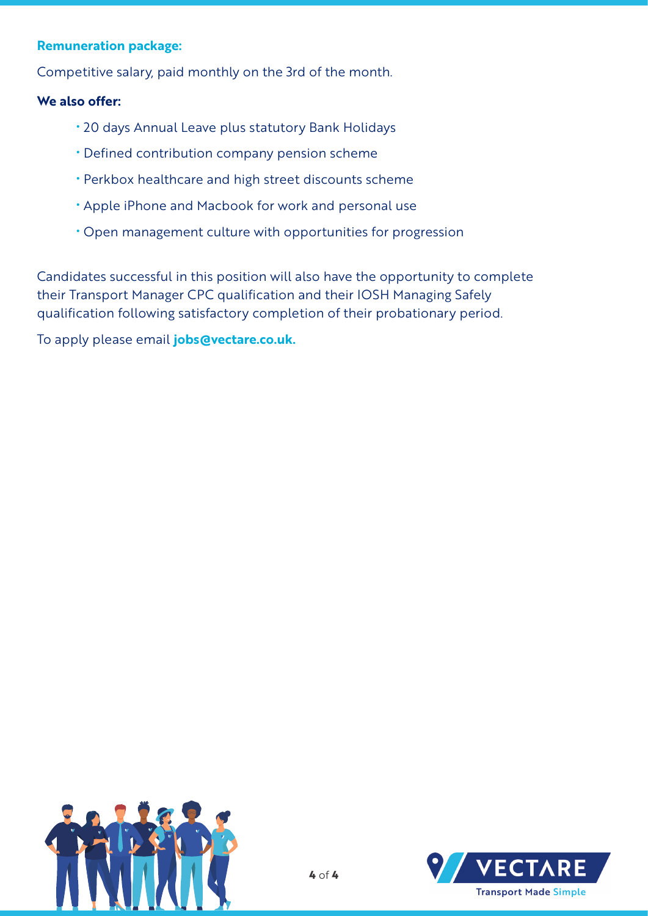**Remuneration package:**

Competitive salary, paid monthly on the 3rd of the month.

**We also offer:**

- 20 days Annual Leave plus statutory Bank Holidays
- Defined contribution company pension scheme
- Perkbox healthcare and high street discounts scheme
- Apple iPhone and Macbook for work and personal use
- Open management culture with opportunities for progression

Candidates successful in this position will also have the opportunity to complete their Transport Manager CPC qualification and their IOSH Managing Safely qualification following satisfactory completion of their probationary period.

To apply please email **jobs@vectare.co.uk.**